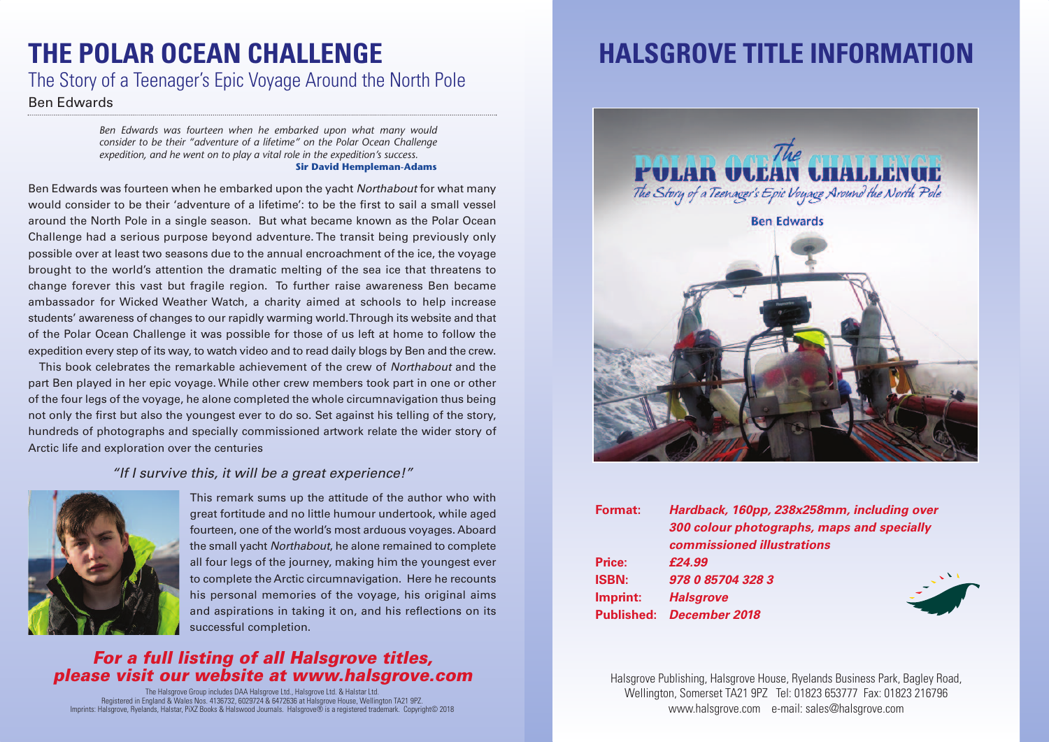# THE POLAR OCEAN CHALLENGE

## The Story of a Teenager's Epic Voyage Around the North Pole

Ben Edwards

*Ben Edwards was fourteen when he embarked upon what many would consider to be their "adventure of a lifetime" on the Polar Ocean Challenge expedition, and he went on to play a vital role in the expedition's success.*

**Sir David Hempleman-Adams**

Ben Edwards was fourteen when he embarked upon the yacht *Northabout* for what many would consider to be their 'adventure of a lifetime': to be the first to sail a small vessel around the North Pole in a single season. But what became known as the Polar Ocean Challenge had a serious purpose beyond adventure. The transit being previously only possible over at least two seasons due to the annual encroachment of the ice, the voyage brought to the world's attention the dramatic melting of the sea ice that threatens to change forever this vast but fragile region. To further raise awareness Ben became ambassador for Wicked Weather Watch, a charity aimed at schools to help increase students' awareness of changes to our rapidly warming world. Through its website and that of the Polar Ocean Challenge it was possible for those of us left at home to follow the expedition every step of its way, to watch video and to read daily blogs by Ben and the crew.

This book celebrates the remarkable achievement of the crew of *Northabout* and the part Ben played in her epic voyage. While other crew members took part in one or other of the four legs of the voyage, he alone completed the whole circumnavigation thus being not only the first but also the youngest ever to do so. Set against his telling of the story, hundreds of photographs and specially commissioned artwork relate the wider story of Arctic life and exploration over the centuries

*"If I survive this, it will be a great experience!"*

This remark sums up the attitude of the author who with great fortitude and no little humour undertook, while aged fourteen, one of the world's most arduous voyages. Aboard the small yacht *Northabout*, he alone remained to complete all four legs of the journey, making him the youngest ever to complete the Arctic circumnavigation. Here he recounts his personal memories of the voyage, his original aims and aspirations in taking it on, and his reflections on its successful completion.

***For a full listing of all Halsgrove titles, please visit our website at www.halsgrove.com***

The Halsgrove Group includes DAA Halsgrove Ltd., Halsgrove Ltd. & Halstar Ltd.
Registered in England & Wales Nos. 4136732, 6029724 & 6472636 at Halsgrove House, Wellington TA21 9PZ.
Imprints: Halsgrove, Ryelands, Halstar, PiXZ Books & Halswood Journals. Halsgrove® is a registered trademark. Copyright© 2018

# HALSGROVE TITLE INFORMATION

**Format:** ***Hardback, 160pp, 238x258mm, including over 300 colour photographs, maps and specially commissioned illustrations***
**Price:** ***£24.99***
**ISBN:** ***978 0 85704 328 3***
**Imprint:** ***Halsgrove***
**Published:** ***December 2018***

Halsgrove Publishing, Halsgrove House, Ryelands Business Park, Bagley Road, Wellington, Somerset TA21 9PZ Tel: 01823 653777 Fax: 01823 216796
www.halsgrove.com e-mail: sales@halsgrove.com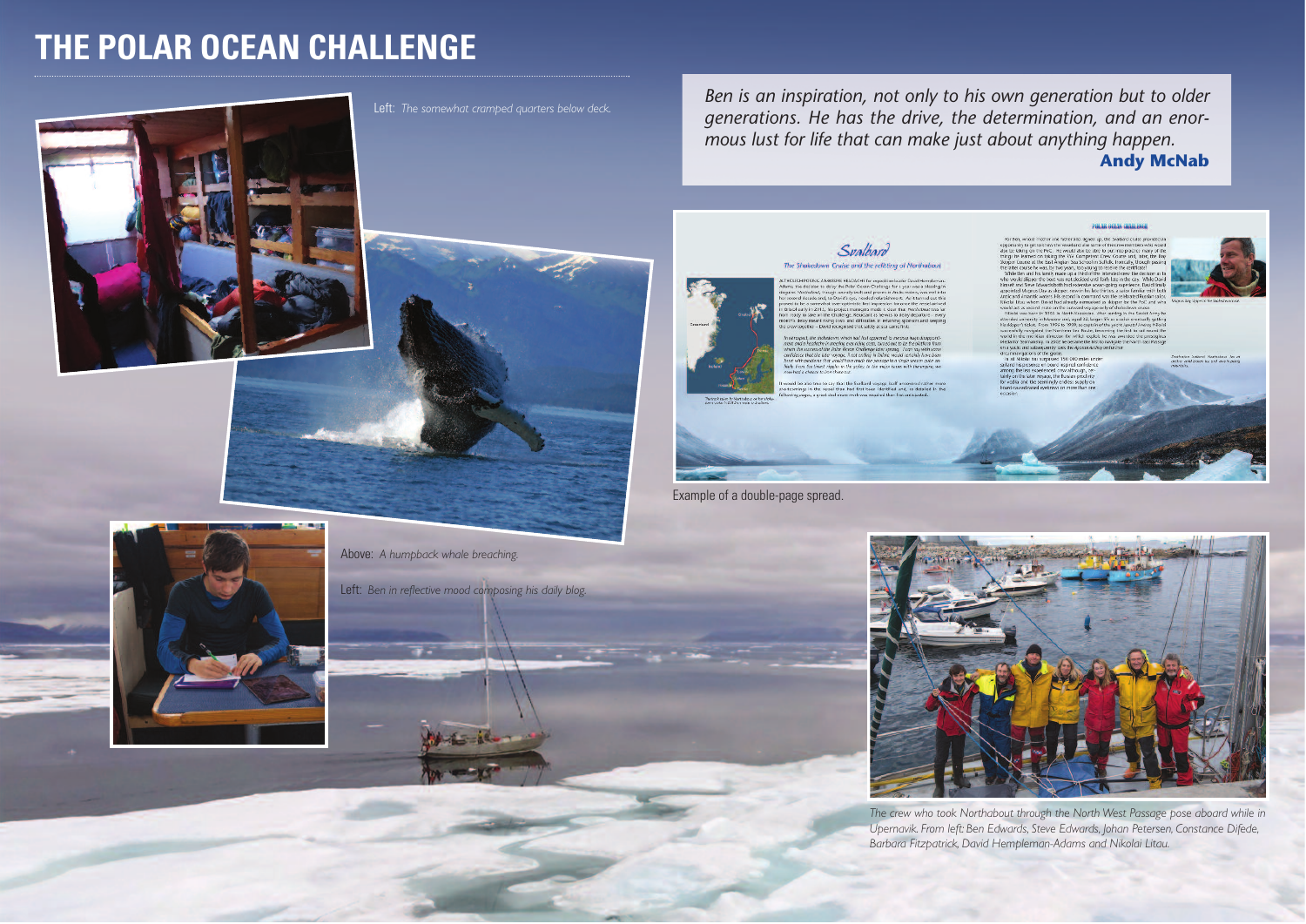# THE POLAR OCEAN CHALLENGE

Left: *The somewhat cramped quarters below deck.*

*Ben is an inspiration, not only to his own generation but to older generations. He has the drive, the determination, and an enormous lust for life that can make just about anything happen.*

**Andy McNab**

Example of a double-page spread.

Above: *A humpback whale breaching.*

Left: *Ben in reflective mood composing his daily blog.*

*The crew who took Northabout through the North West Passage pose aboard while in Upernavik. From left: Ben Edwards, Steve Edwards, Johan Petersen, Constance Difede, Barbara Fitzpatrick, David Hempleman-Adams and Nikolai Litau.*